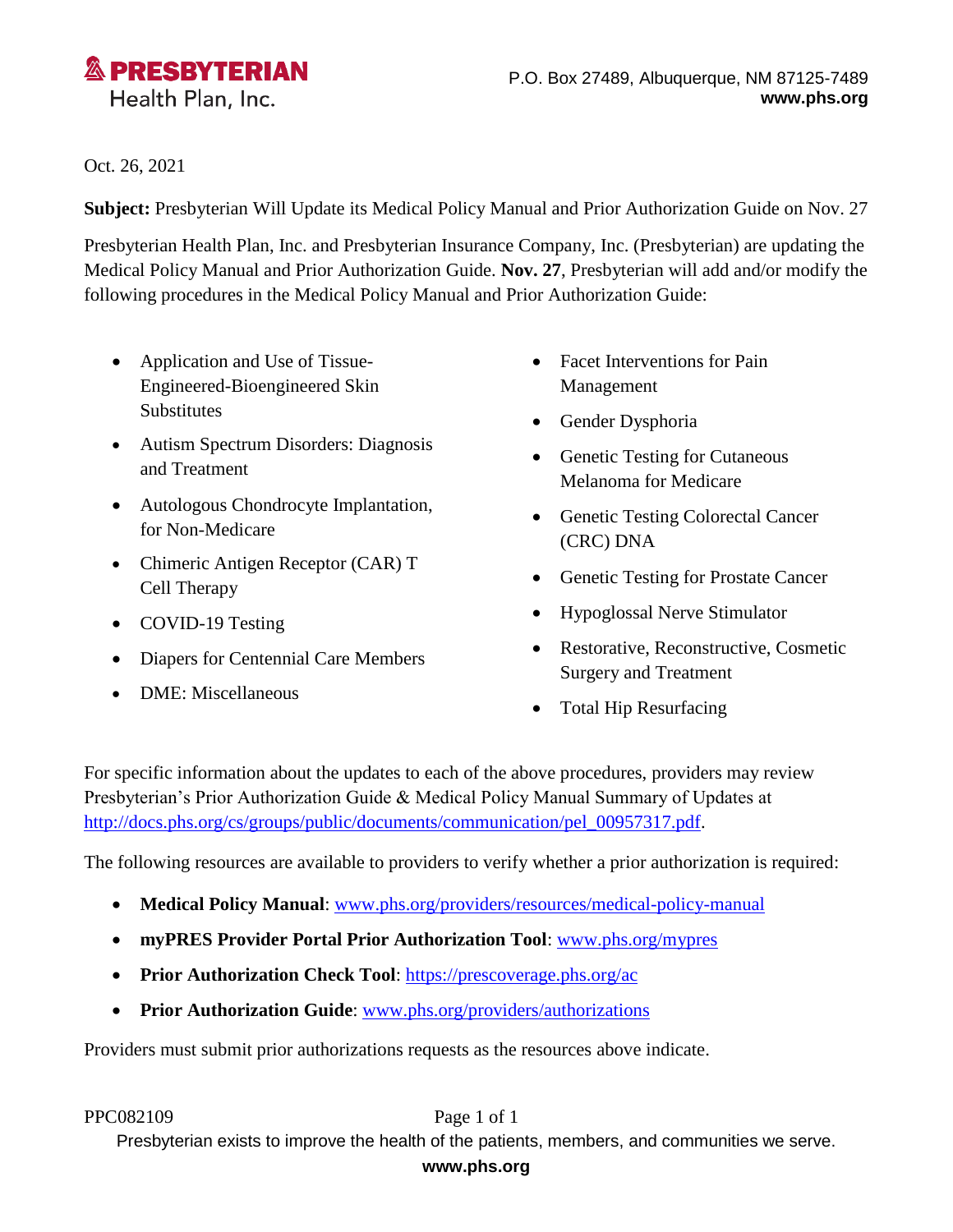**PRESBYTERIAN**
Health Plan, Inc.

P.O. Box 27489, Albuquerque, NM 87125-7489
**www.phs.org**

Oct. 26, 2021

**Subject:** Presbyterian Will Update its Medical Policy Manual and Prior Authorization Guide on Nov. 27

Presbyterian Health Plan, Inc. and Presbyterian Insurance Company, Inc. (Presbyterian) are updating the Medical Policy Manual and Prior Authorization Guide. **Nov. 27**, Presbyterian will add and/or modify the following procedures in the Medical Policy Manual and Prior Authorization Guide:

- Application and Use of Tissue-Engineered-Bioengineered Skin Substitutes
- Autism Spectrum Disorders: Diagnosis and Treatment
- Autologous Chondrocyte Implantation, for Non-Medicare
- Chimeric Antigen Receptor (CAR) T Cell Therapy
- COVID-19 Testing
- Diapers for Centennial Care Members
- DME: Miscellaneous
- Facet Interventions for Pain Management
- Gender Dysphoria
- Genetic Testing for Cutaneous Melanoma for Medicare
- Genetic Testing Colorectal Cancer (CRC) DNA
- Genetic Testing for Prostate Cancer
- Hypoglossal Nerve Stimulator
- Restorative, Reconstructive, Cosmetic Surgery and Treatment
- Total Hip Resurfacing

For specific information about the updates to each of the above procedures, providers may review Presbyterian's Prior Authorization Guide & Medical Policy Manual Summary of Updates at http://docs.phs.org/cs/groups/public/documents/communication/pel_00957317.pdf.

The following resources are available to providers to verify whether a prior authorization is required:

- **Medical Policy Manual**: www.phs.org/providers/resources/medical-policy-manual
- **myPRES Provider Portal Prior Authorization Tool**: www.phs.org/mypres
- **Prior Authorization Check Tool**: https://prescoverage.phs.org/ac
- **Prior Authorization Guide**: www.phs.org/providers/authorizations

Providers must submit prior authorizations requests as the resources above indicate.

PPC082109

Presbyterian exists to improve the health of the patients, members, and communities we serve.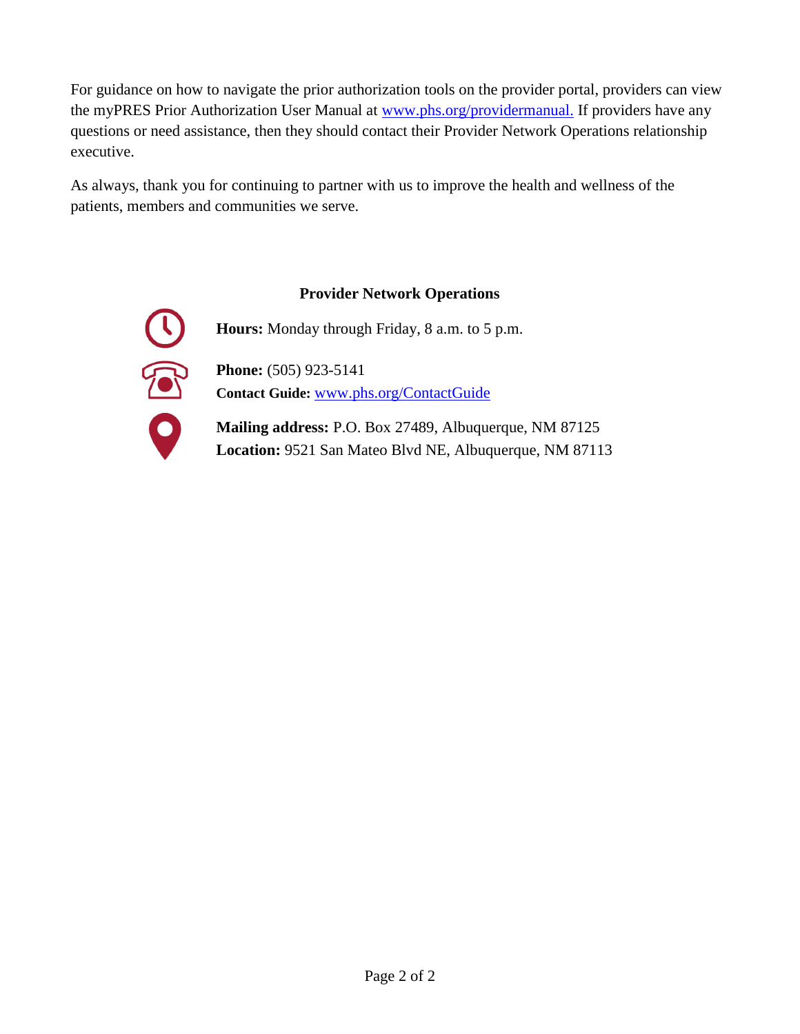For guidance on how to navigate the prior authorization tools on the provider portal, providers can view the myPRES Prior Authorization User Manual at www.phs.org/providermanual. If providers have any questions or need assistance, then they should contact their Provider Network Operations relationship executive.

As always, thank you for continuing to partner with us to improve the health and wellness of the patients, members and communities we serve.

**Provider Network Operations**

**Hours:** Monday through Friday, 8 a.m. to 5 p.m.

**Phone:** (505) 923-5141
**Contact Guide:** www.phs.org/ContactGuide

**Mailing address:** P.O. Box 27489, Albuquerque, NM 87125
**Location:** 9521 San Mateo Blvd NE, Albuquerque, NM 87113